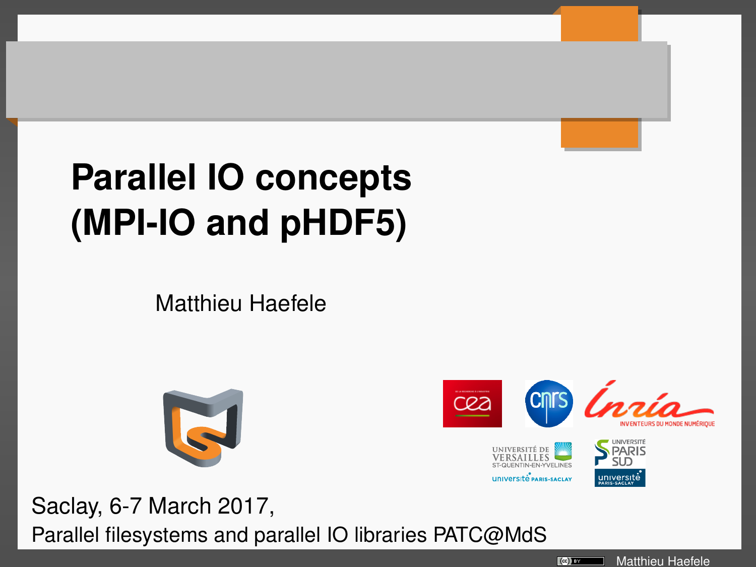# Parallel IO concepts (MPI-IO and pHDF5)

Matthieu Haefele

Saclay, 6-7 March 2017,

Parallel filesystems and parallel IO libraries PATC@MdS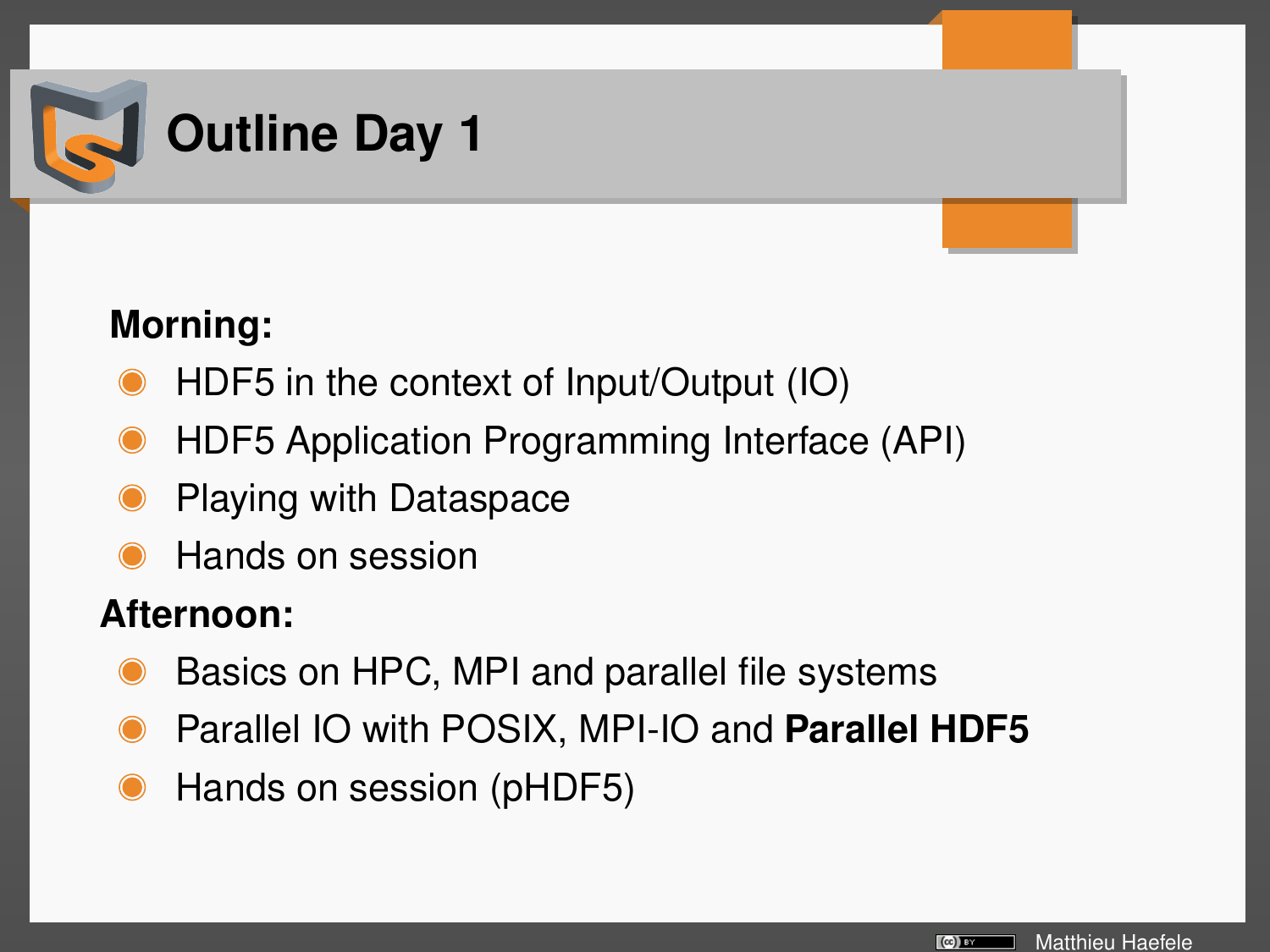# Outline Day 1

**Morning:**

- HDF5 in the context of Input/Output (IO)
- HDF5 Application Programming Interface (API)
- Playing with Dataspace
- Hands on session

**Afternoon:**

- Basics on HPC, MPI and parallel file systems
- Parallel IO with POSIX, MPI-IO and **Parallel HDF5**
- Hands on session (pHDF5)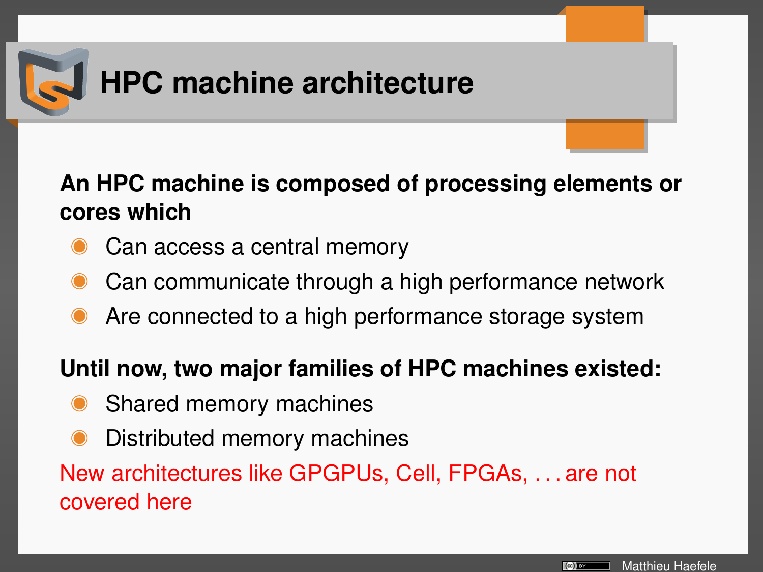# HPC machine architecture

**An HPC machine is composed of processing elements or cores which**

- Can access a central memory
- Can communicate through a high performance network
- Are connected to a high performance storage system

**Until now, two major families of HPC machines existed:**

- Shared memory machines
- Distributed memory machines

New architectures like GPGPUs, Cell, FPGAs, . . . are not covered here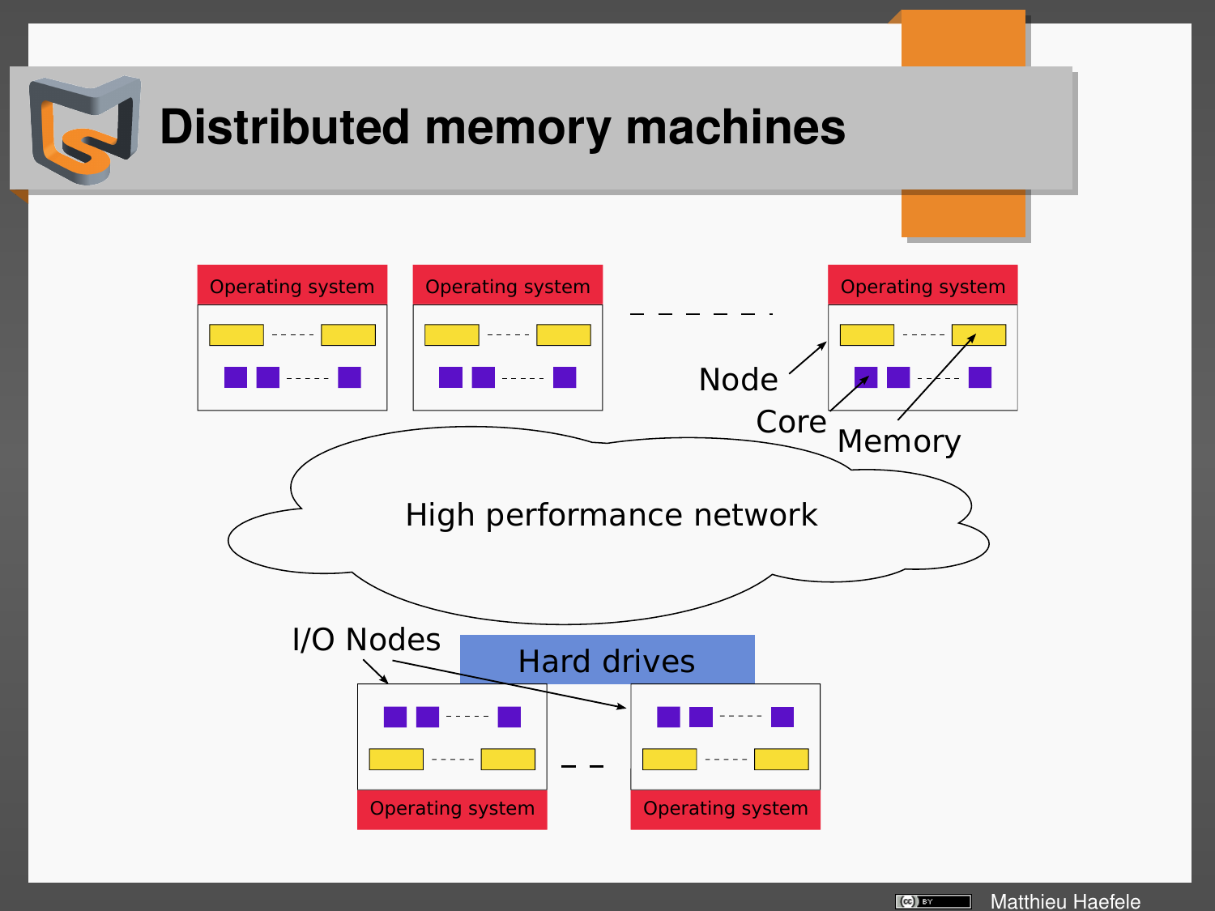# Distributed memory machines

Operating system | Operating system | Operating system

Node

Core

Memory

High performance network

I/O Nodes

Hard drives

Operating system | Operating system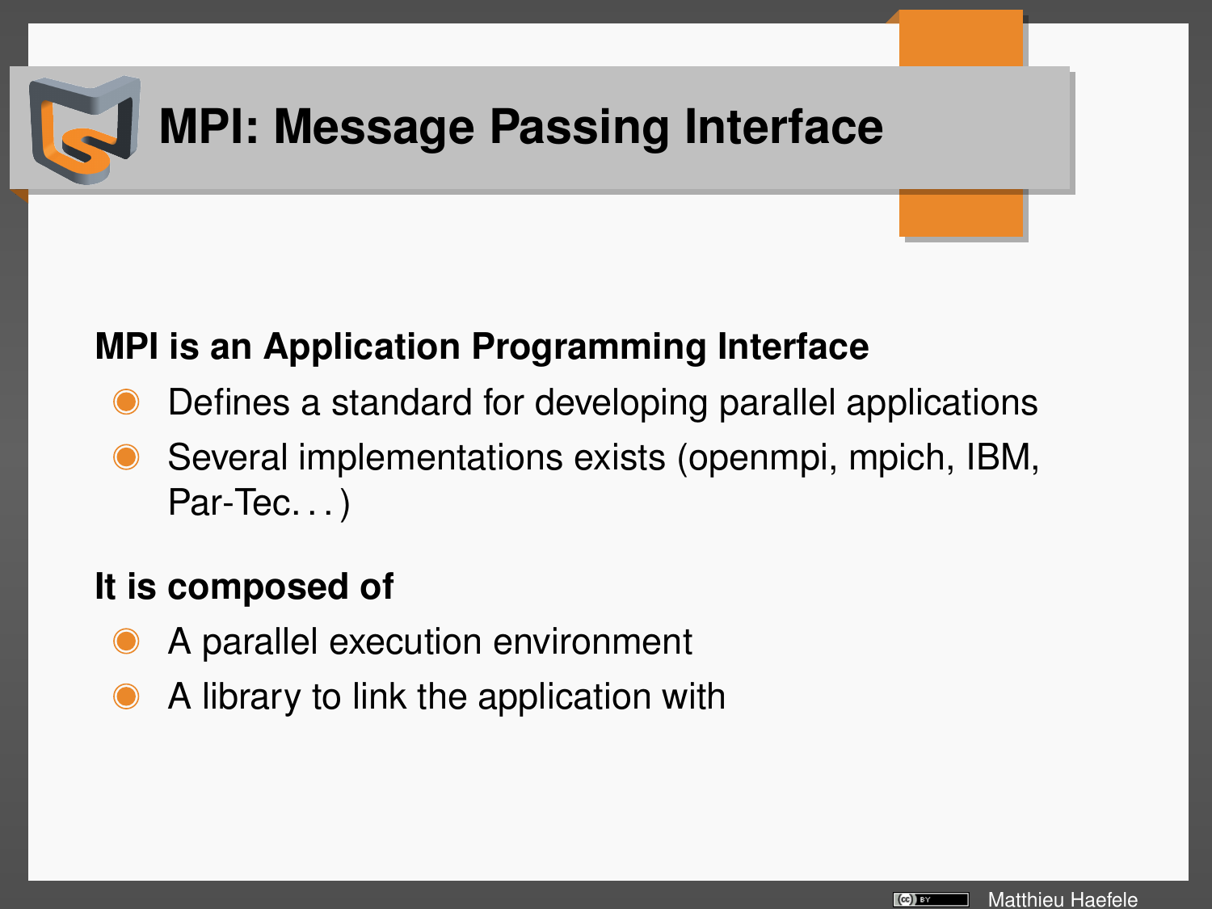# MPI: Message Passing Interface

**MPI is an Application Programming Interface**

- Defines a standard for developing parallel applications
- Several implementations exists (openmpi, mpich, IBM, Par-Tec. . . )

**It is composed of**

- A parallel execution environment
- A library to link the application with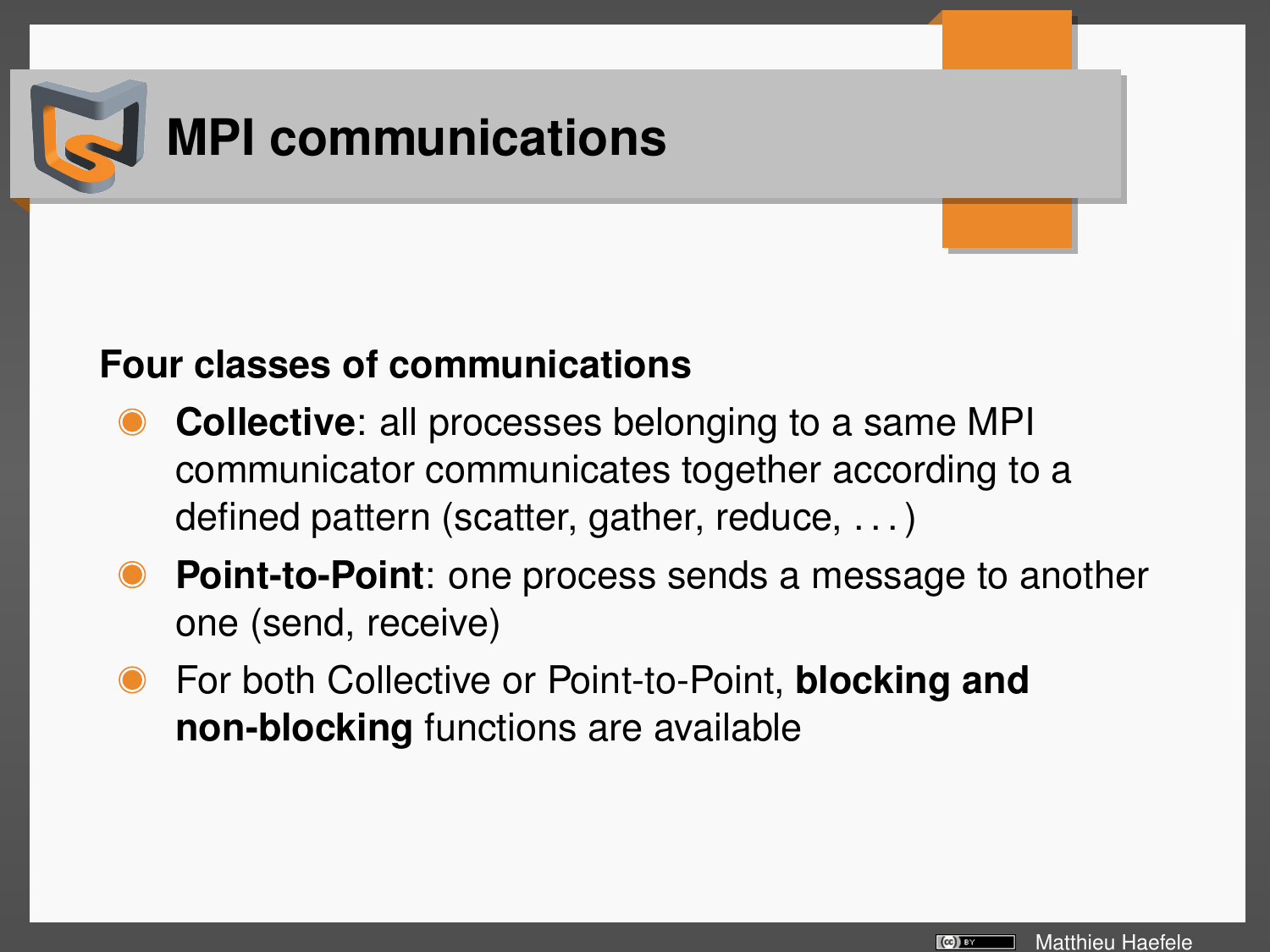# MPI communications

**Four classes of communications**

- **Collective**: all processes belonging to a same MPI communicator communicates together according to a defined pattern (scatter, gather, reduce, . . . )
- **Point-to-Point**: one process sends a message to another one (send, receive)
- For both Collective or Point-to-Point, **blocking and non-blocking** functions are available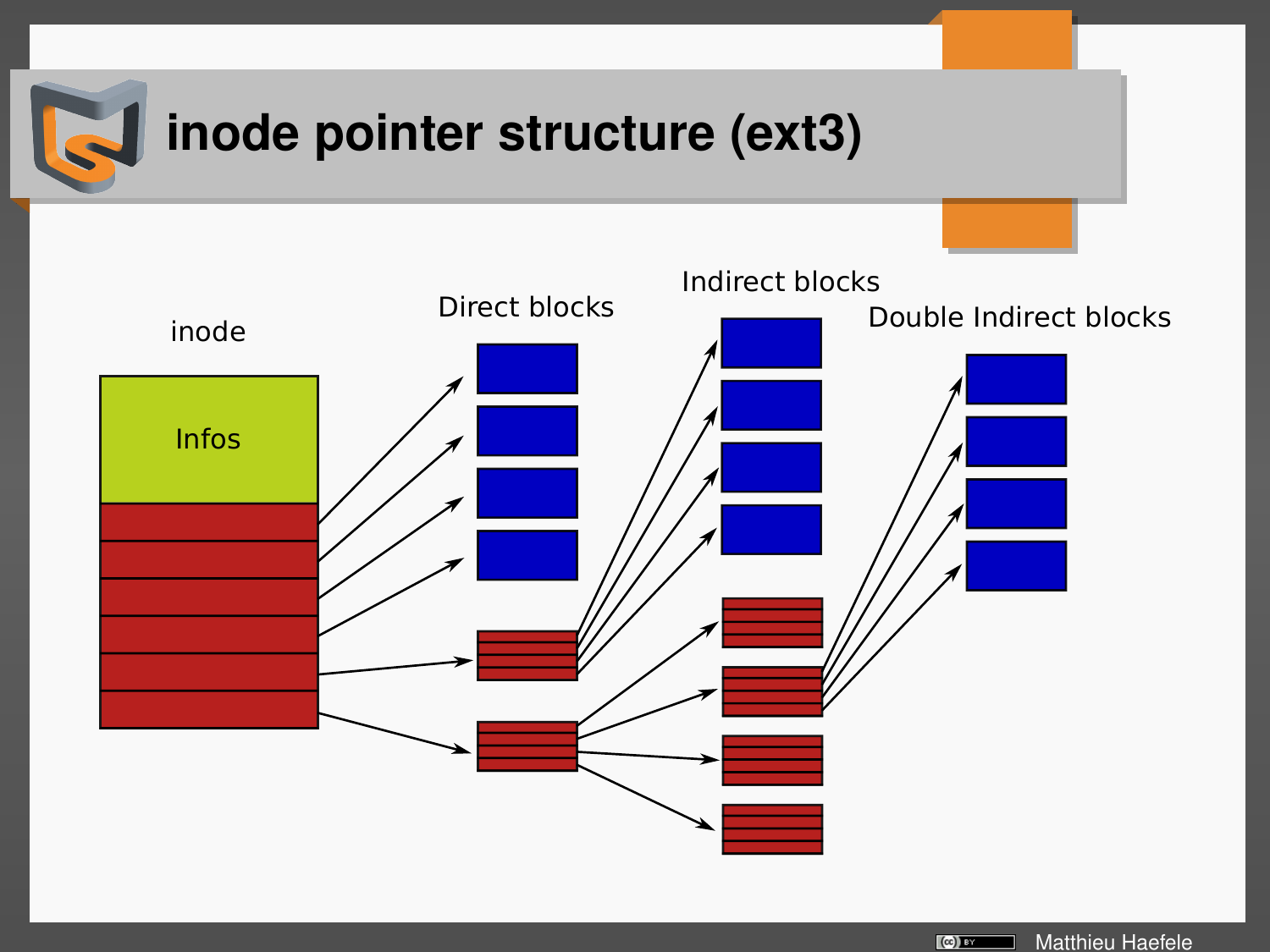# inode pointer structure (ext3)

inode

Infos

Direct blocks

Indirect blocks

Double Indirect blocks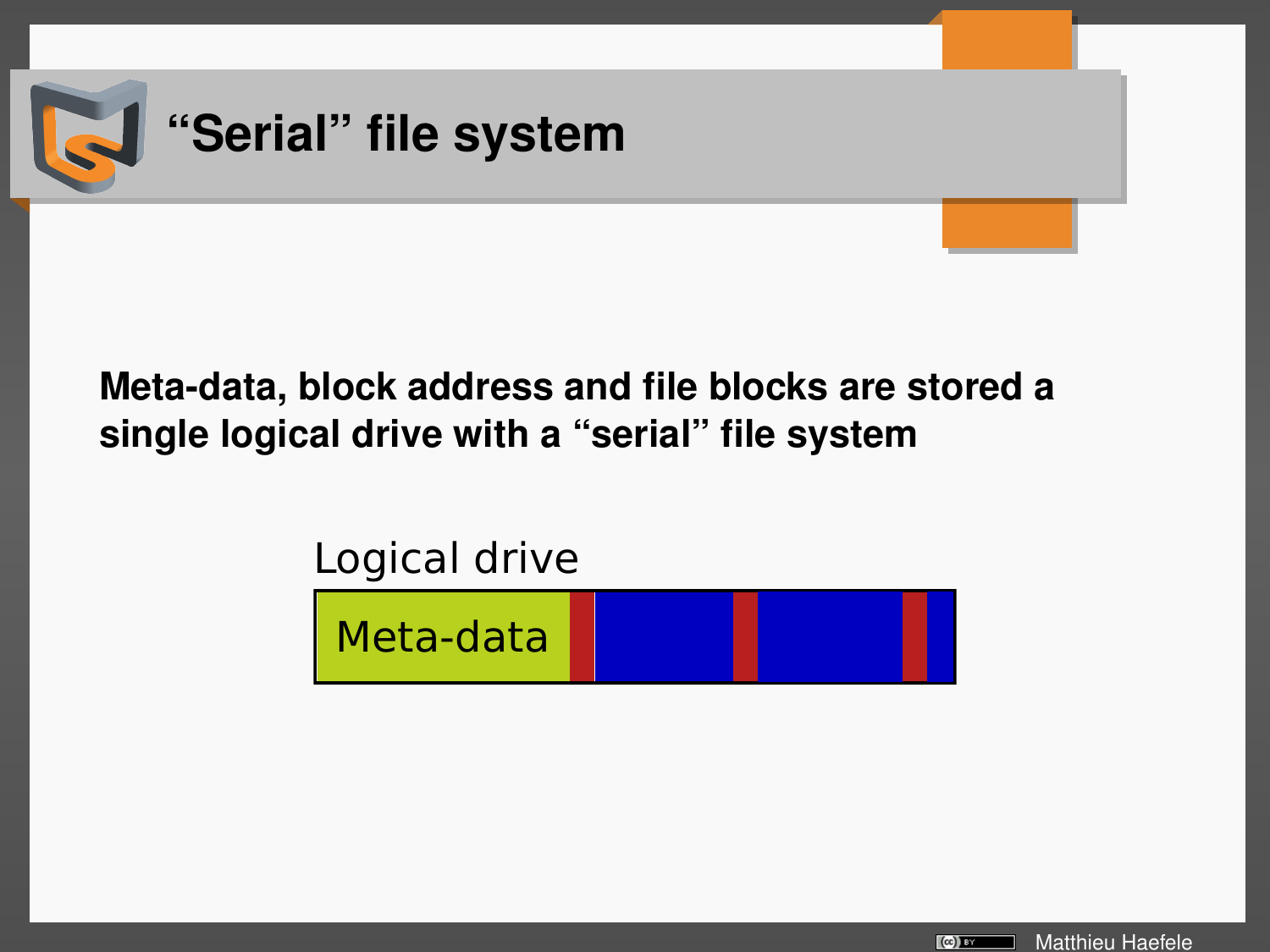# "Serial" file system

**Meta-data, block address and file blocks are stored a single logical drive with a "serial" file system**

Logical drive

Meta-data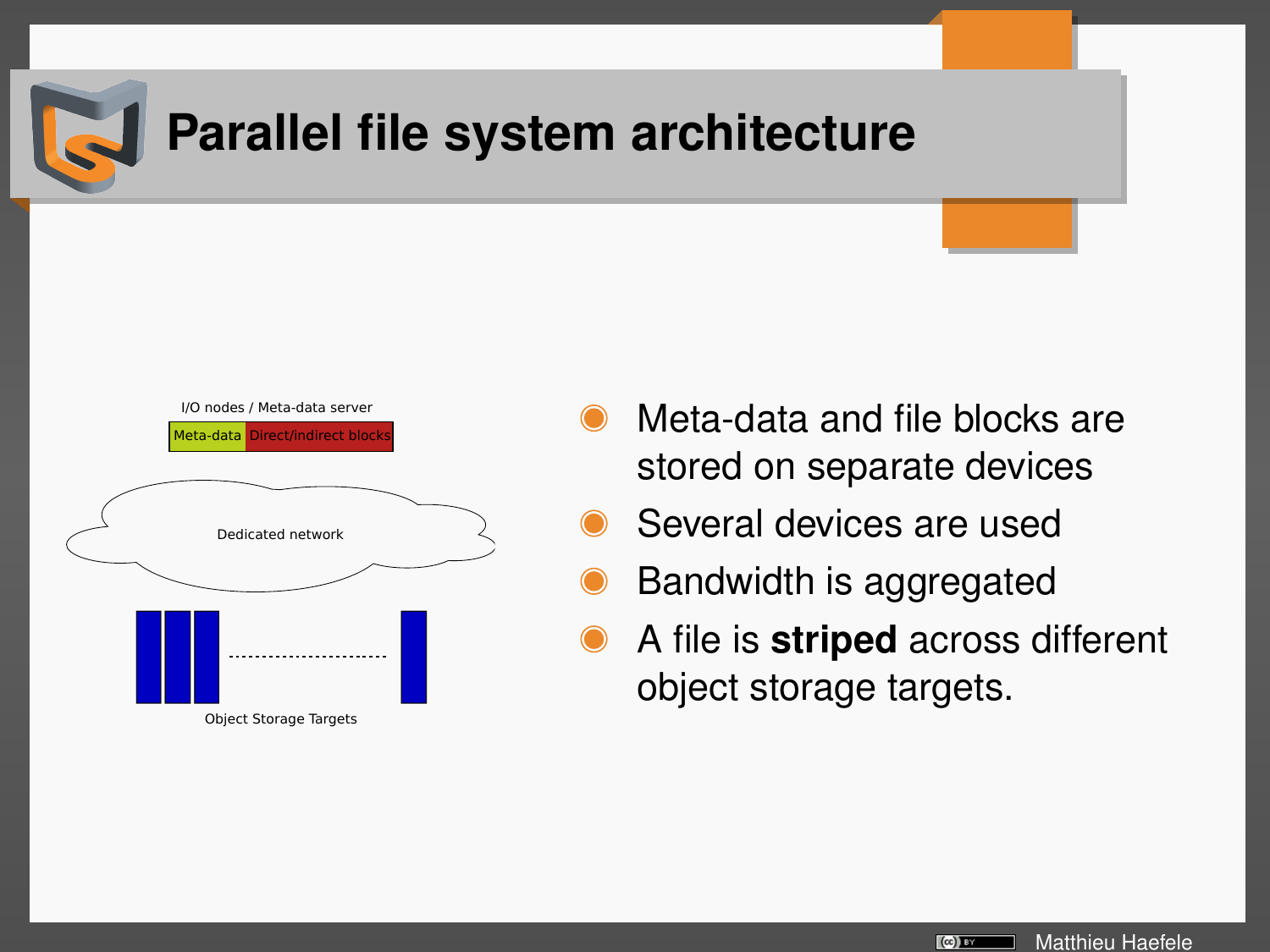# Parallel file system architecture

I/O nodes / Meta-data server

Meta-data | Direct/indirect blocks

Dedicated network

Object Storage Targets

- Meta-data and file blocks are stored on separate devices
- Several devices are used
- Bandwidth is aggregated
- A file is **striped** across different object storage targets.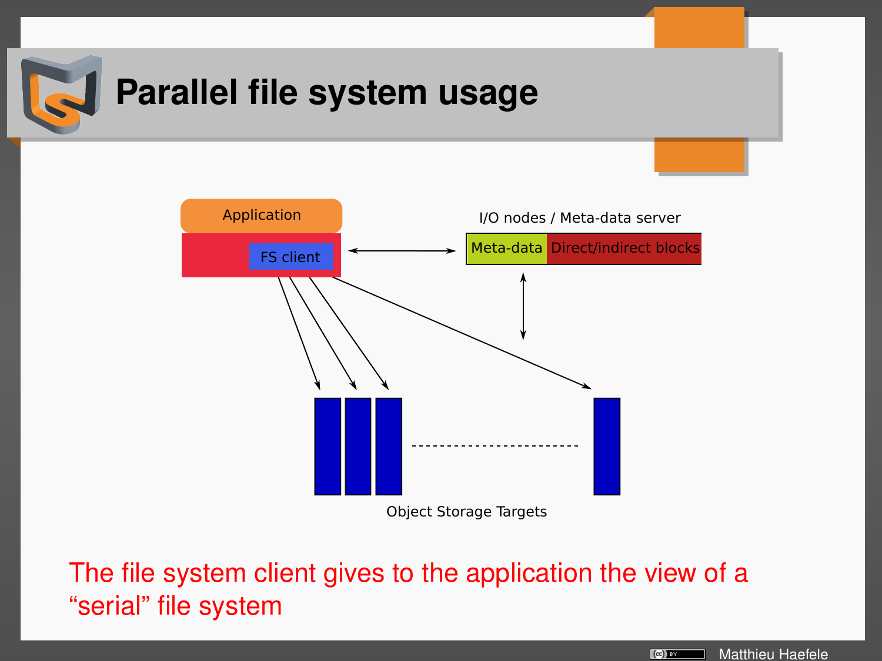# Parallel file system usage

Application

FS client

I/O nodes / Meta-data server

Meta-data | Direct/indirect blocks

Object Storage Targets

The file system client gives to the application the view of a "serial" file system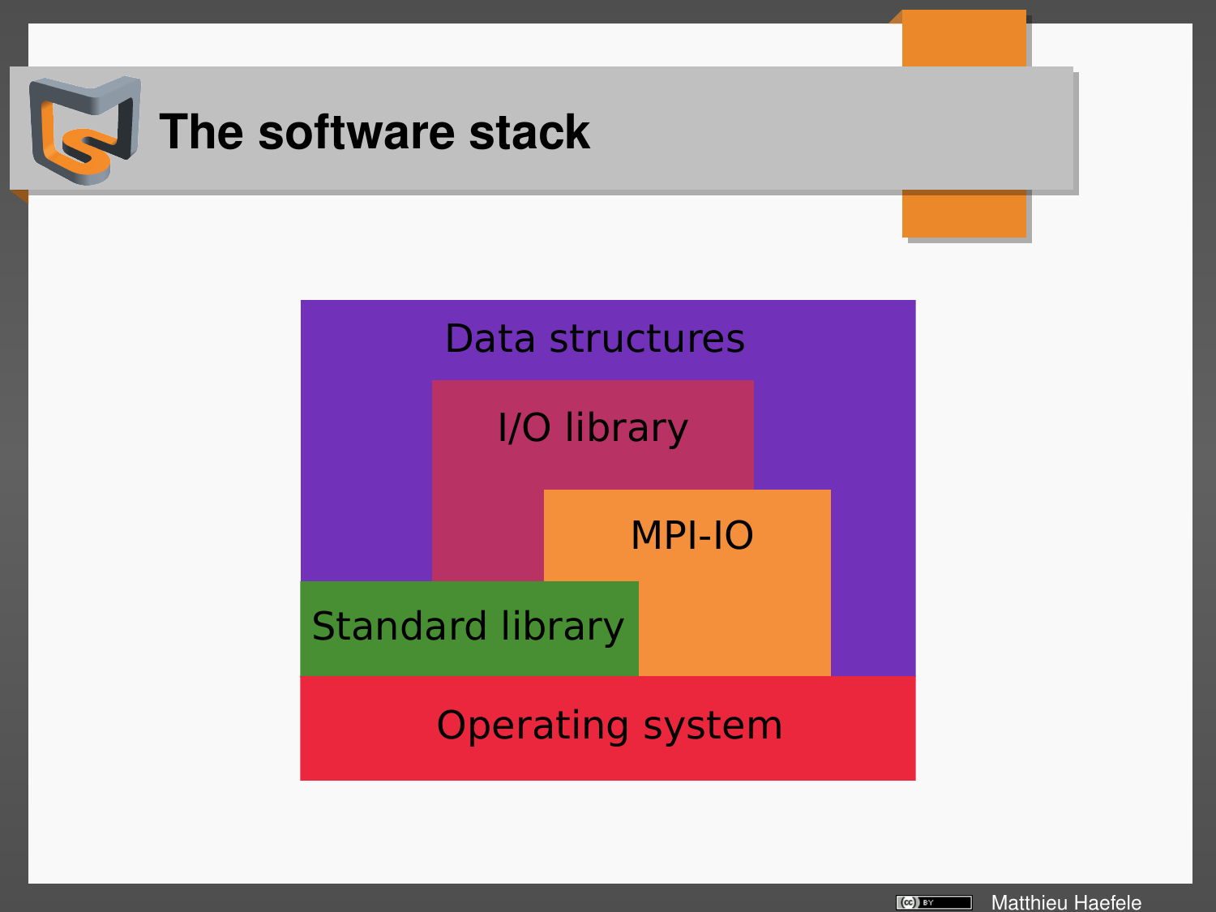# The software stack

Data structures

I/O library

MPI-IO

Standard library

Operating system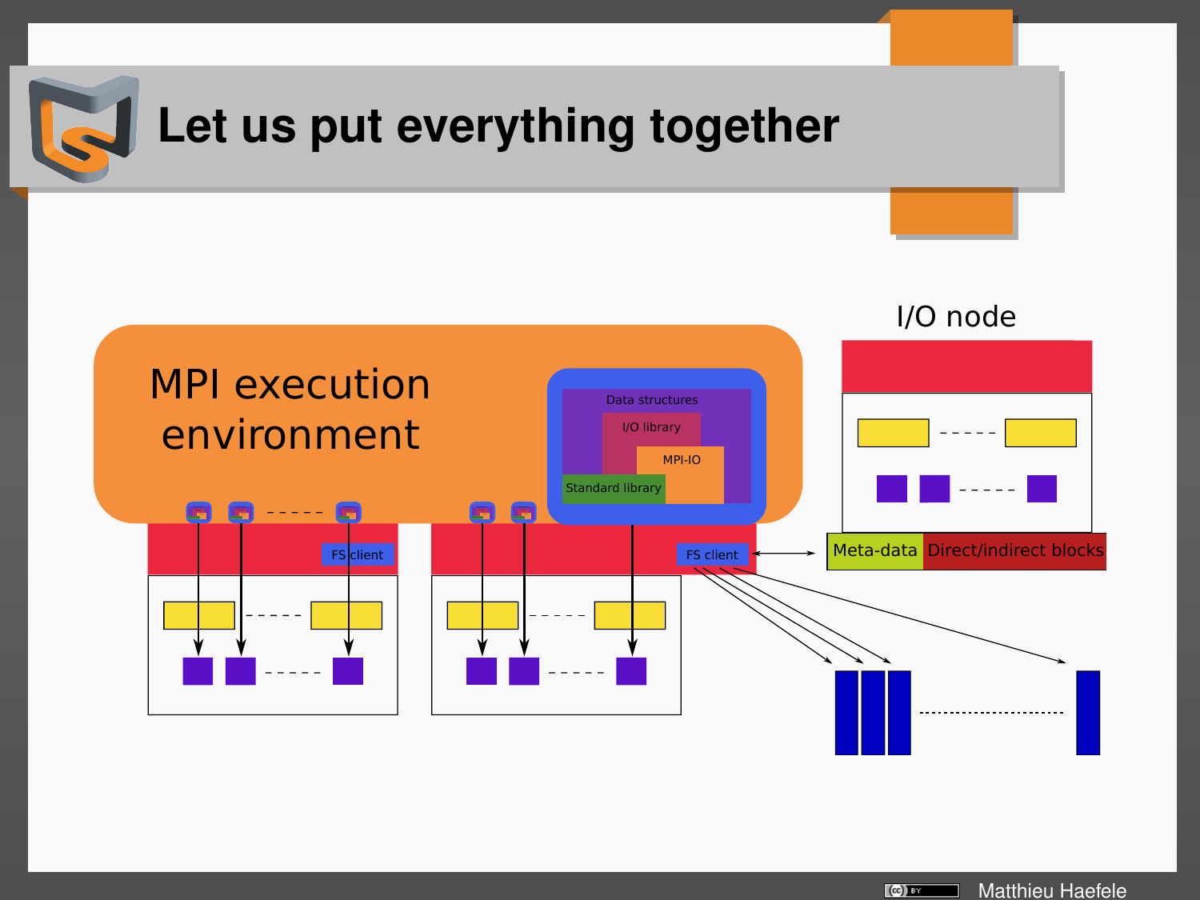# Let us put everything together

MPI execution environment

Data structures

I/O library

MPI-IO

Standard library

FS client

FS client

I/O node

Meta-data

Direct/indirect blocks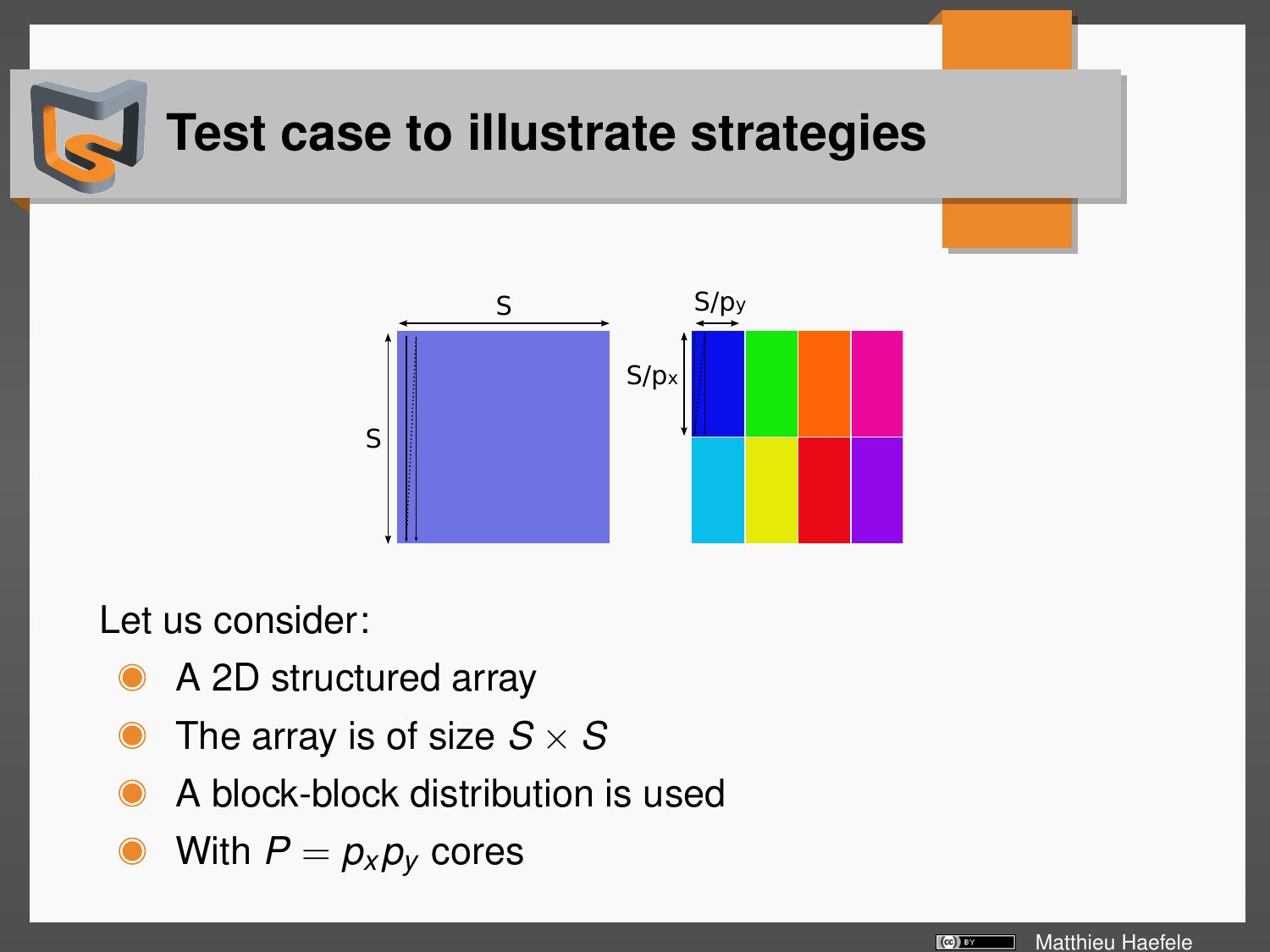# Test case to illustrate strategies

Let us consider:

- A 2D structured array
- The array is of size $S \times S$
- A block-block distribution is used
- With $P = p_x p_y$ cores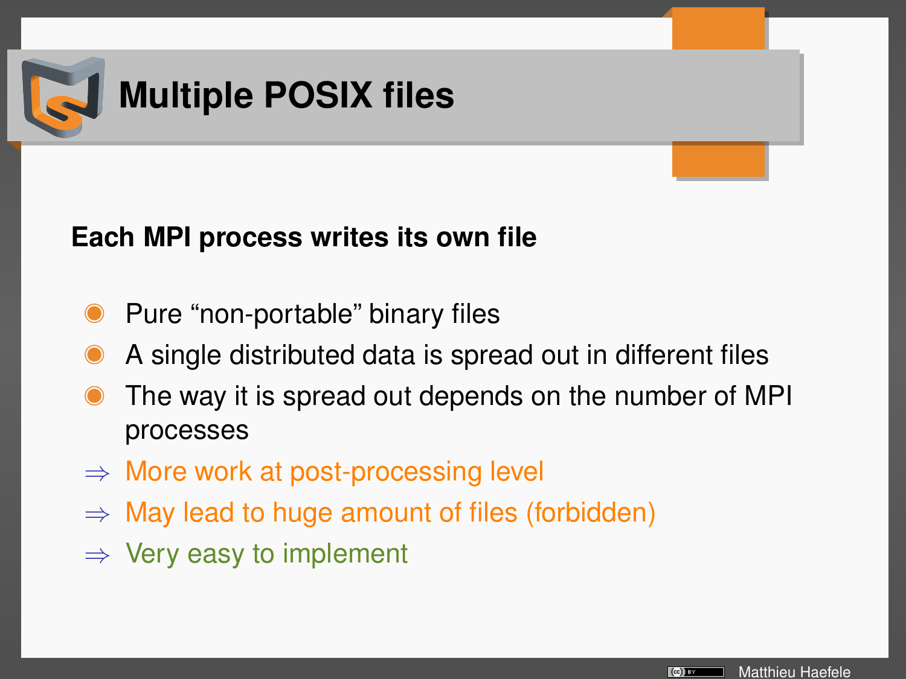# Multiple POSIX files

**Each MPI process writes its own file**

- Pure “non-portable” binary files
- A single distributed data is spread out in different files
- The way it is spread out depends on the number of MPI processes

$\Rightarrow$ More work at post-processing level

$\Rightarrow$ May lead to huge amount of files (forbidden)

$\Rightarrow$ Very easy to implement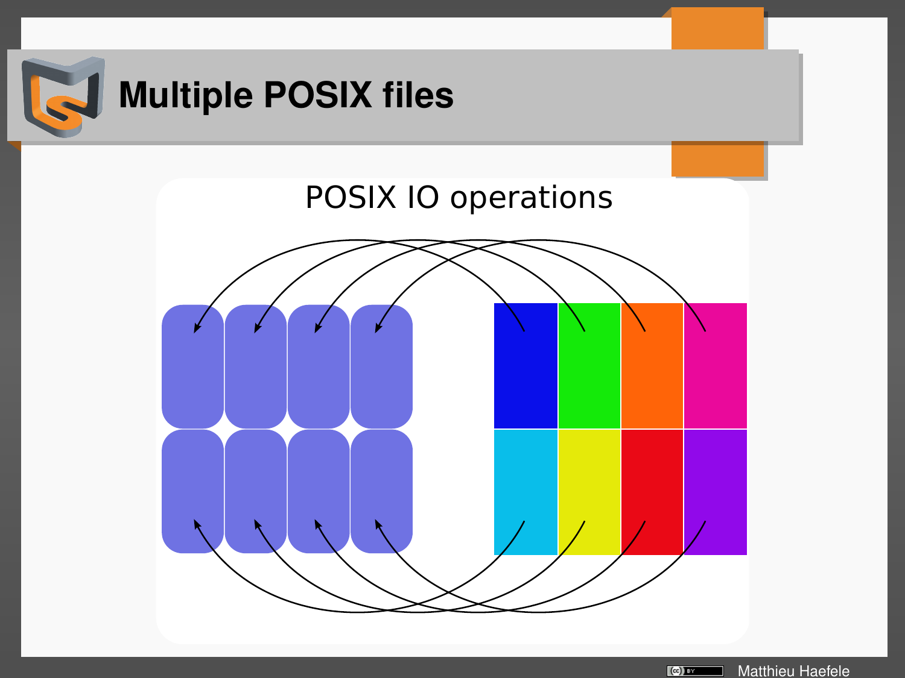# Multiple POSIX files

POSIX IO operations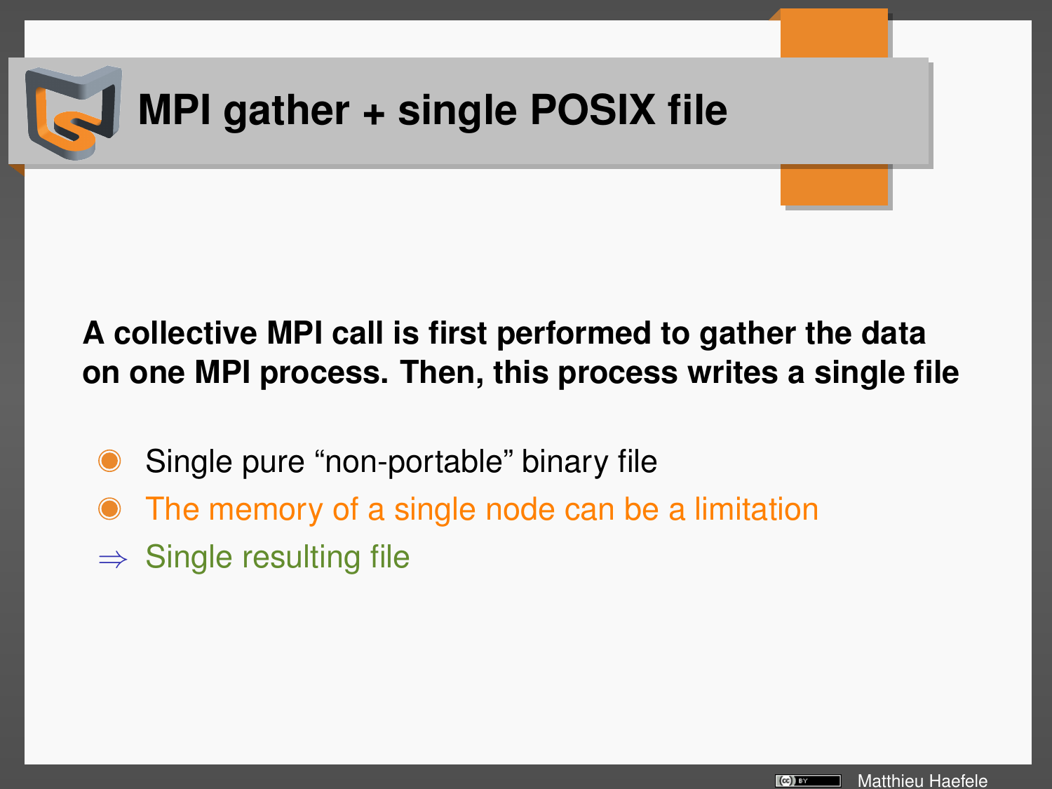# MPI gather + single POSIX file

**A collective MPI call is first performed to gather the data on one MPI process. Then, this process writes a single file**

- Single pure “non-portable” binary file
- The memory of a single node can be a limitation

⇒ Single resulting file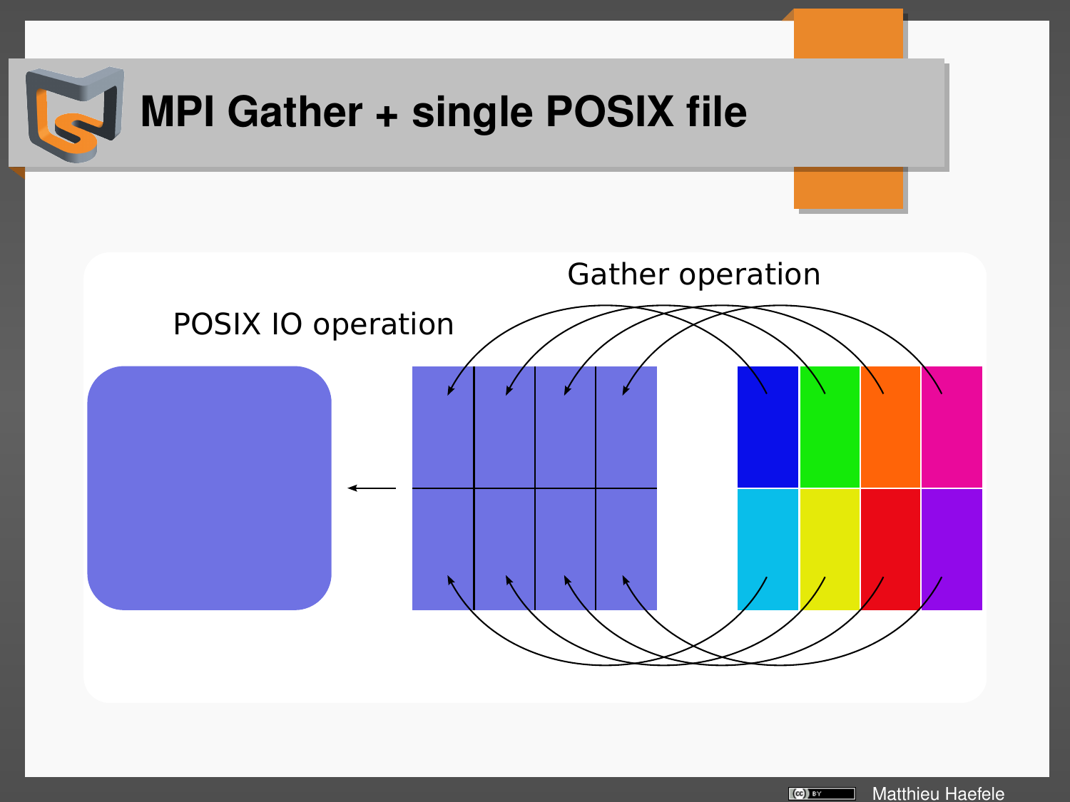# MPI Gather + single POSIX file

POSIX IO operation

Gather operation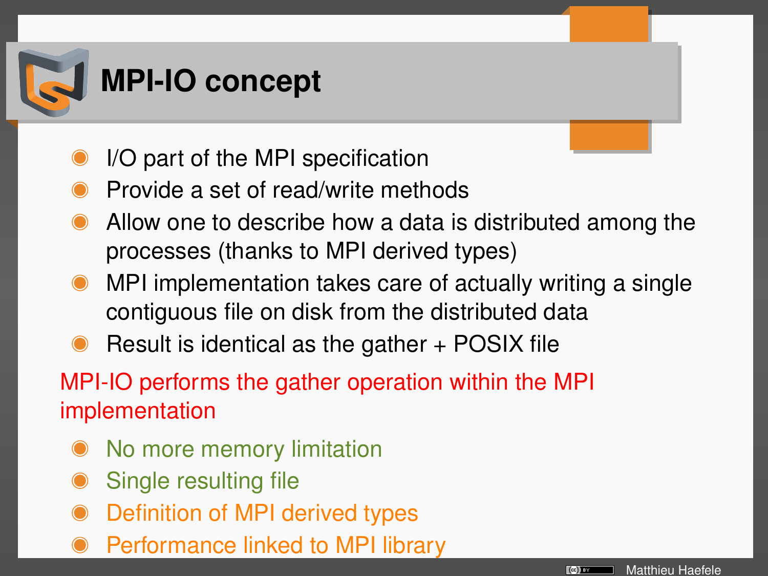# MPI-IO concept

- I/O part of the MPI specification
- Provide a set of read/write methods
- Allow one to describe how a data is distributed among the processes (thanks to MPI derived types)
- MPI implementation takes care of actually writing a single contiguous file on disk from the distributed data
- Result is identical as the gather + POSIX file

MPI-IO performs the gather operation within the MPI implementation

- No more memory limitation
- Single resulting file
- Definition of MPI derived types
- Performance linked to MPI library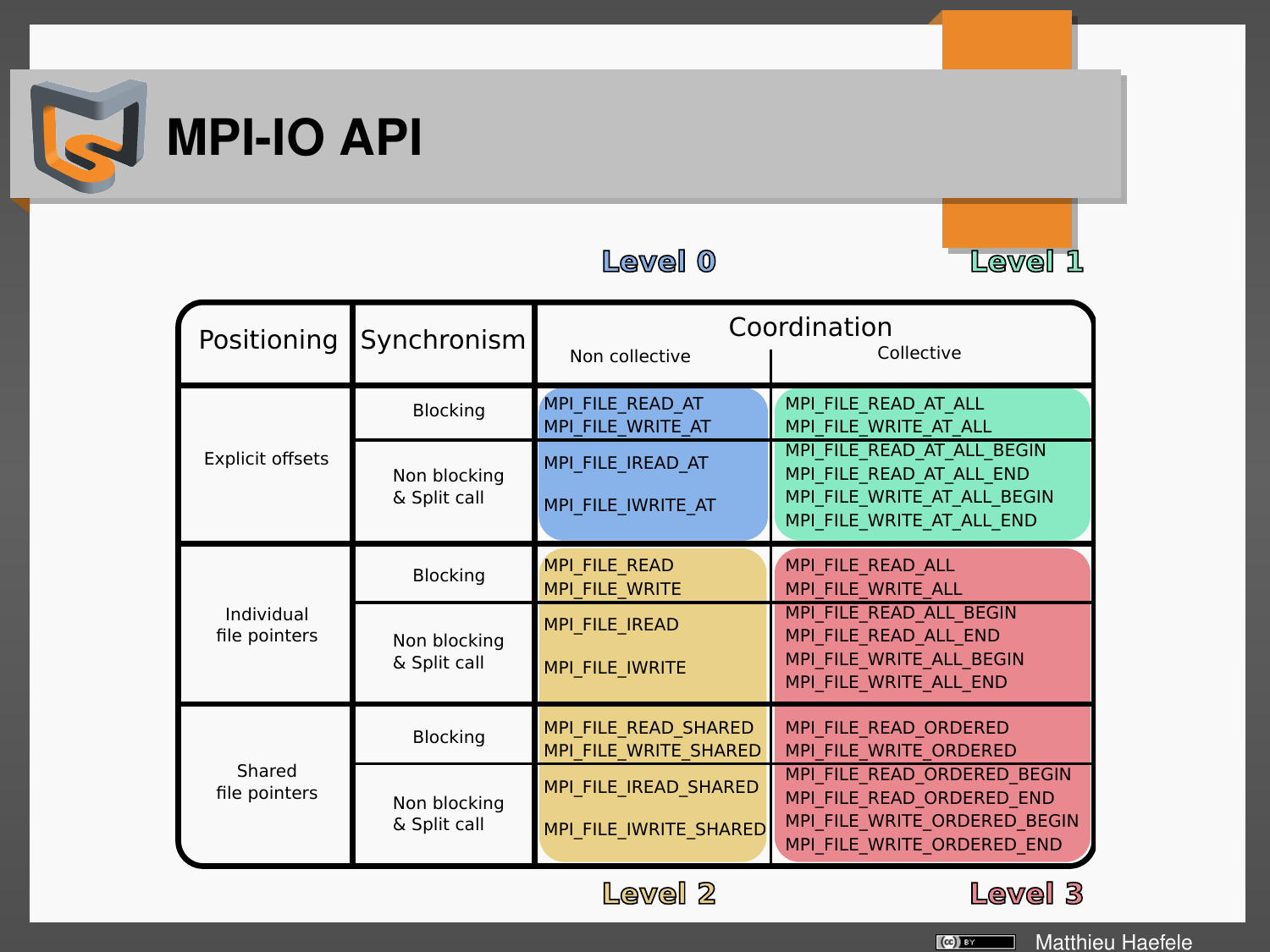# MPI-IO API

Level 0 | Level 1 | Level 2 | Level 3

| Positioning | Synchronism | Coordination: Non collective | Coordination: Collective |
|---|---|---|---|
| Explicit offsets | Blocking | MPI_FILE_READ_AT<br>MPI_FILE_WRITE_AT | MPI_FILE_READ_AT_ALL<br>MPI_FILE_WRITE_AT_ALL |
| | Non blocking & Split call | MPI_FILE_IREAD_AT<br>MPI_FILE_IWRITE_AT | MPI_FILE_READ_AT_ALL_BEGIN<br>MPI_FILE_READ_AT_ALL_END<br>MPI_FILE_WRITE_AT_ALL_BEGIN<br>MPI_FILE_WRITE_AT_ALL_END |
| Individual file pointers | Blocking | MPI_FILE_READ<br>MPI_FILE_WRITE | MPI_FILE_READ_ALL<br>MPI_FILE_WRITE_ALL |
| | Non blocking & Split call | MPI_FILE_IREAD<br>MPI_FILE_IWRITE | MPI_FILE_READ_ALL_BEGIN<br>MPI_FILE_READ_ALL_END<br>MPI_FILE_WRITE_ALL_BEGIN<br>MPI_FILE_WRITE_ALL_END |
| Shared file pointers | Blocking | MPI_FILE_READ_SHARED<br>MPI_FILE_WRITE_SHARED | MPI_FILE_READ_ORDERED<br>MPI_FILE_WRITE_ORDERED |
| | Non blocking & Split call | MPI_FILE_IREAD_SHARED<br>MPI_FILE_IWRITE_SHARED | MPI_FILE_READ_ORDERED_BEGIN<br>MPI_FILE_READ_ORDERED_END<br>MPI_FILE_WRITE_ORDERED_BEGIN<br>MPI_FILE_WRITE_ORDERED_END |

Matthieu Haefele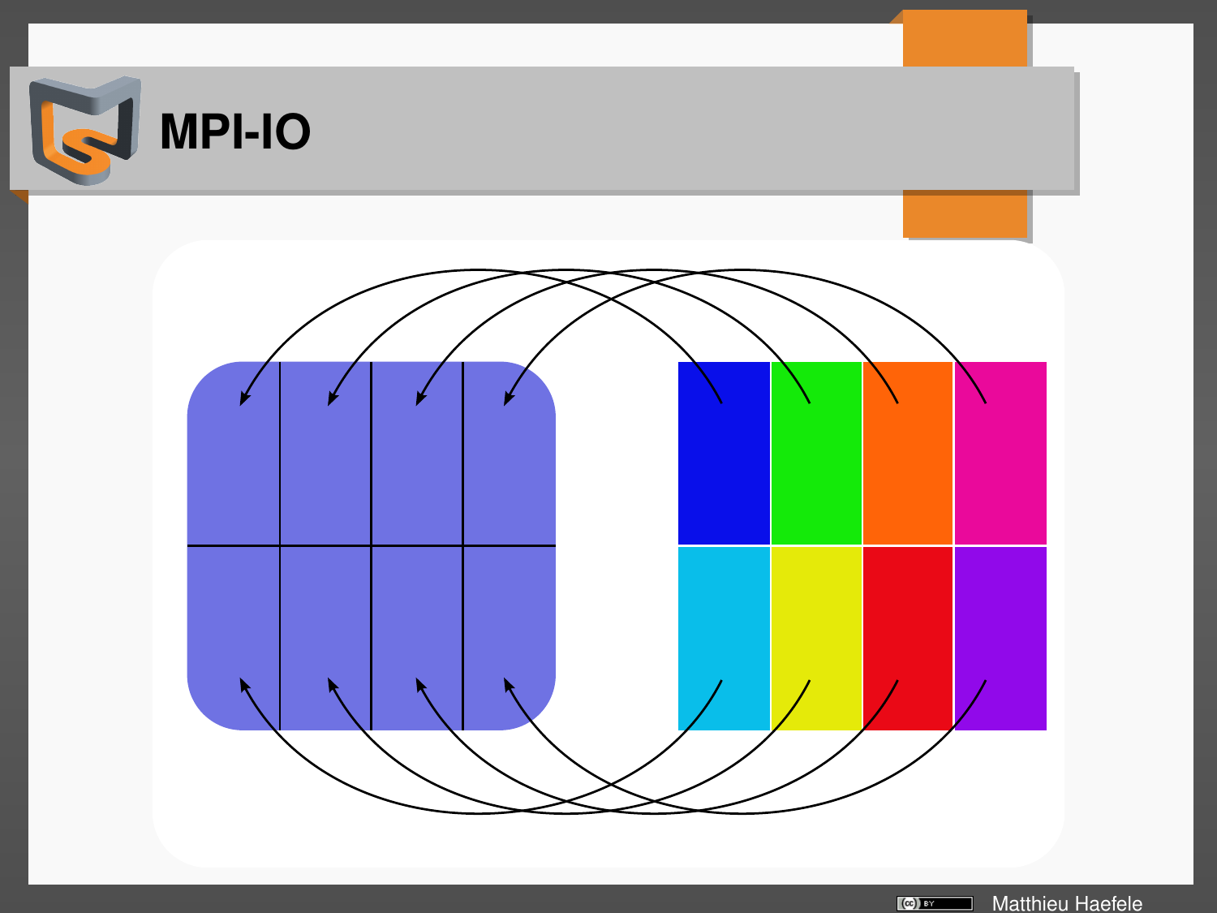# MPI-IO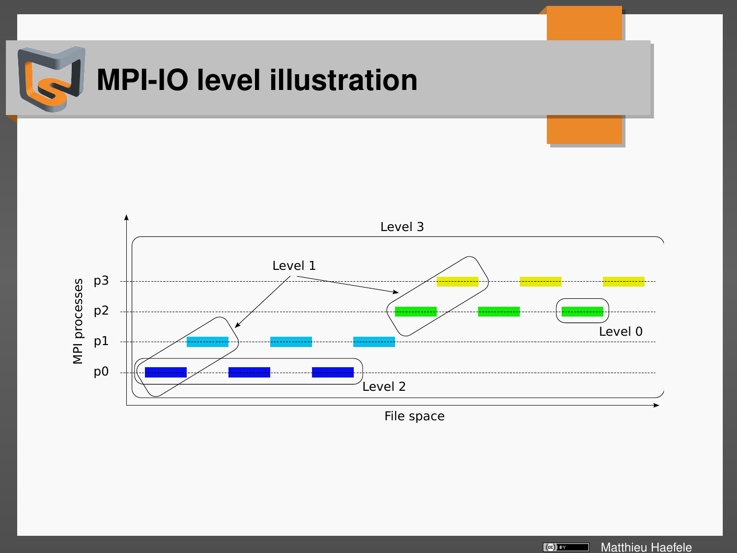# MPI-IO level illustration

Level 3

Level 1

Level 0

Level 2

MPI processes

p3

p2

p1

p0

File space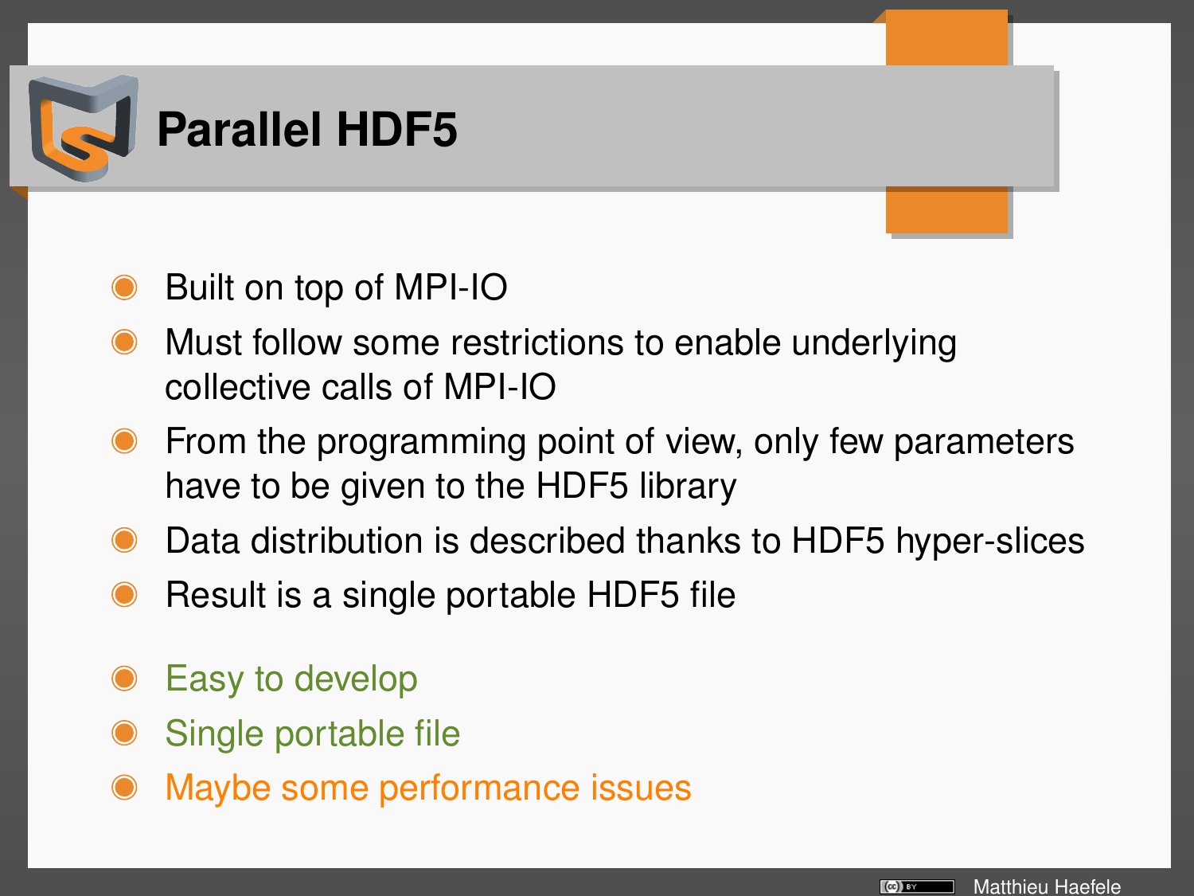# Parallel HDF5

- Built on top of MPI-IO
- Must follow some restrictions to enable underlying collective calls of MPI-IO
- From the programming point of view, only few parameters have to be given to the HDF5 library
- Data distribution is described thanks to HDF5 hyper-slices
- Result is a single portable HDF5 file

- Easy to develop
- Single portable file
- Maybe some performance issues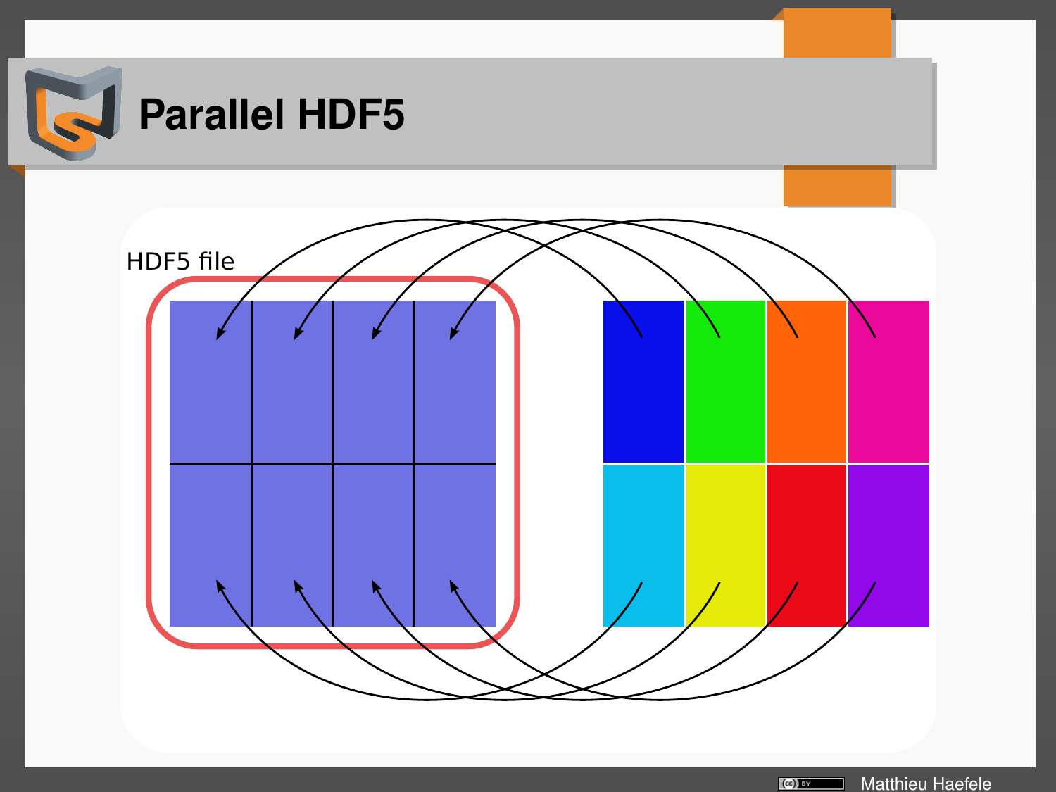# Parallel HDF5

HDF5 file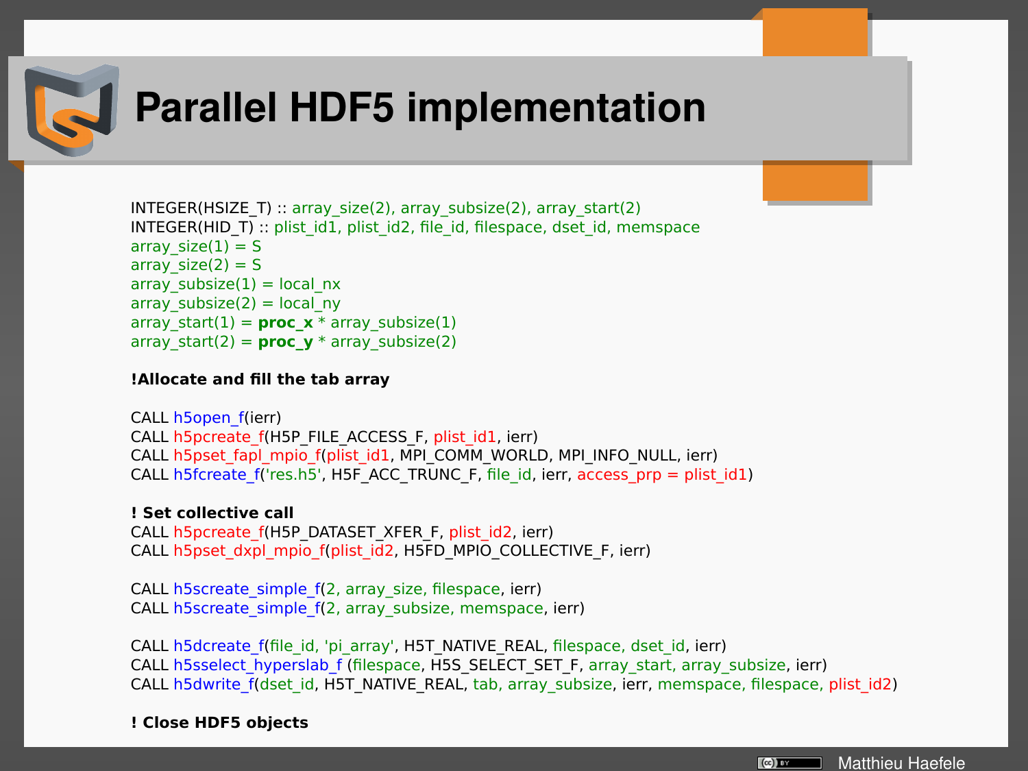# Parallel HDF5 implementation

```
INTEGER(HSIZE_T) :: array_size(2), array_subsize(2), array_start(2)
INTEGER(HID_T) :: plist_id1, plist_id2, file_id, filespace, dset_id, memspace
array_size(1) = S
array_size(2) = S
array_subsize(1) = local_nx
array_subsize(2) = local_ny
array_start(1) = proc_x * array_subsize(1)
array_start(2) = proc_y * array_subsize(2)

!Allocate and fill the tab array

CALL h5open_f(ierr)
CALL h5pcreate_f(H5P_FILE_ACCESS_F, plist_id1, ierr)
CALL h5pset_fapl_mpio_f(plist_id1, MPI_COMM_WORLD, MPI_INFO_NULL, ierr)
CALL h5fcreate_f('res.h5', H5F_ACC_TRUNC_F, file_id, ierr, access_prp = plist_id1)

! Set collective call
CALL h5pcreate_f(H5P_DATASET_XFER_F, plist_id2, ierr)
CALL h5pset_dxpl_mpio_f(plist_id2, H5FD_MPIO_COLLECTIVE_F, ierr)

CALL h5screate_simple_f(2, array_size, filespace, ierr)
CALL h5screate_simple_f(2, array_subsize, memspace, ierr)

CALL h5dcreate_f(file_id, 'pi_array', H5T_NATIVE_REAL, filespace, dset_id, ierr)
CALL h5sselect_hyperslab_f (filespace, H5S_SELECT_SET_F, array_start, array_subsize, ierr)
CALL h5dwrite_f(dset_id, H5T_NATIVE_REAL, tab, array_subsize, ierr, memspace, filespace, plist_id2)

! Close HDF5 objects
```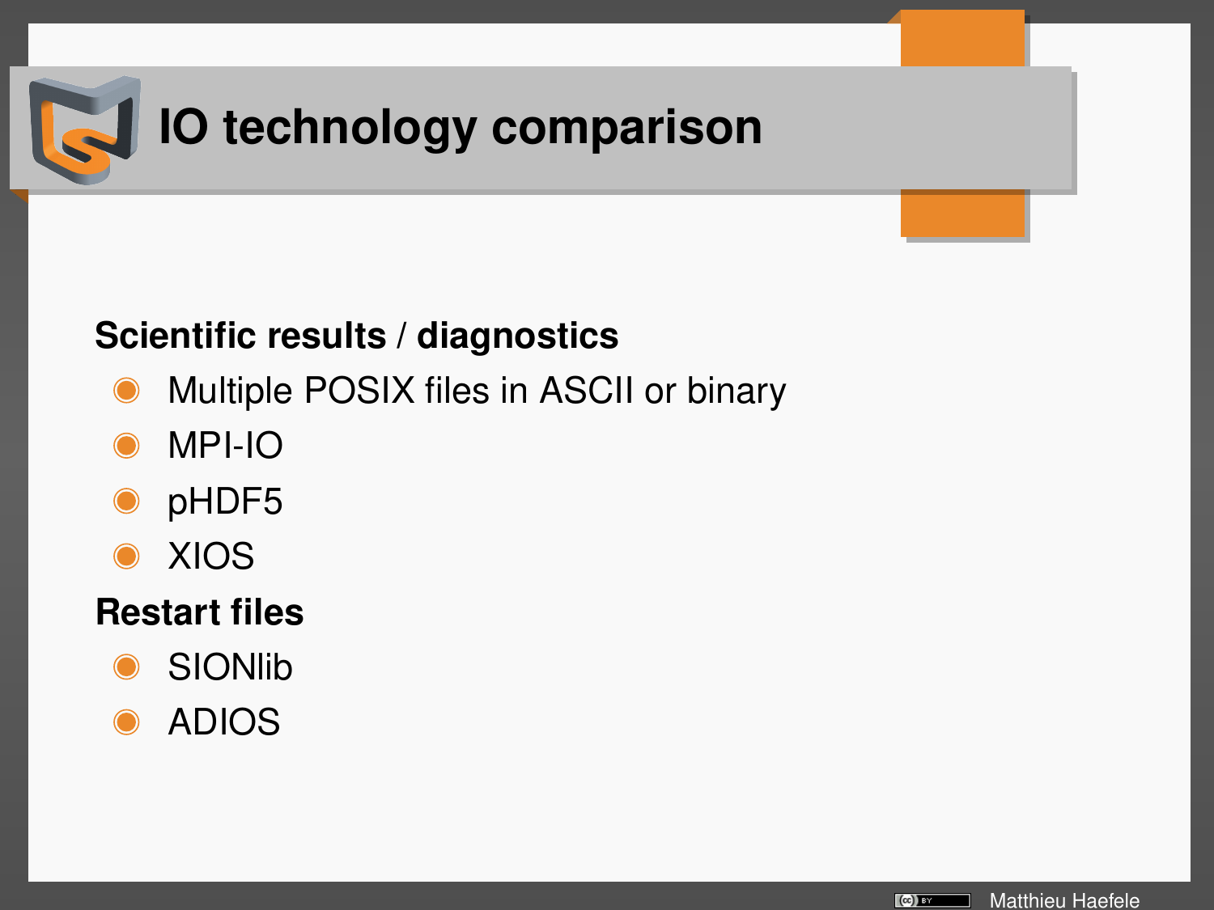# IO technology comparison

**Scientific results / diagnostics**

- Multiple POSIX files in ASCII or binary
- MPI-IO
- pHDF5
- XIOS

**Restart files**

- SIONlib
- ADIOS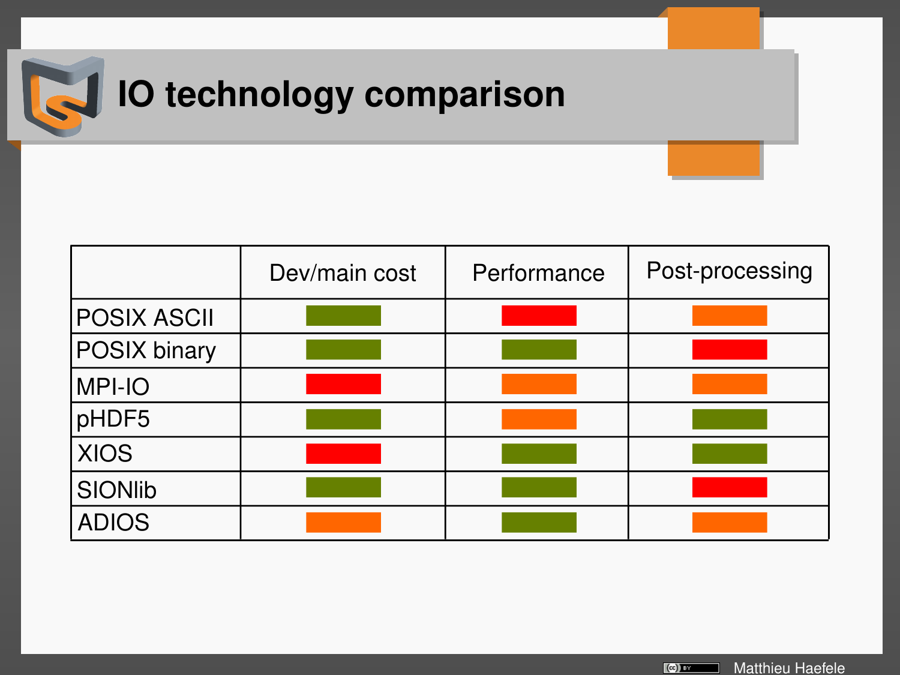# IO technology comparison

| | Dev/main cost | Performance | Post-processing |
|---|---|---|---|
| POSIX ASCII | green | red | orange |
| POSIX binary | green | green | red |
| MPI-IO | red | orange | orange |
| pHDF5 | green | orange | green |
| XIOS | red | green | green |
| SIONlib | green | green | red |
| ADIOS | orange | green | orange |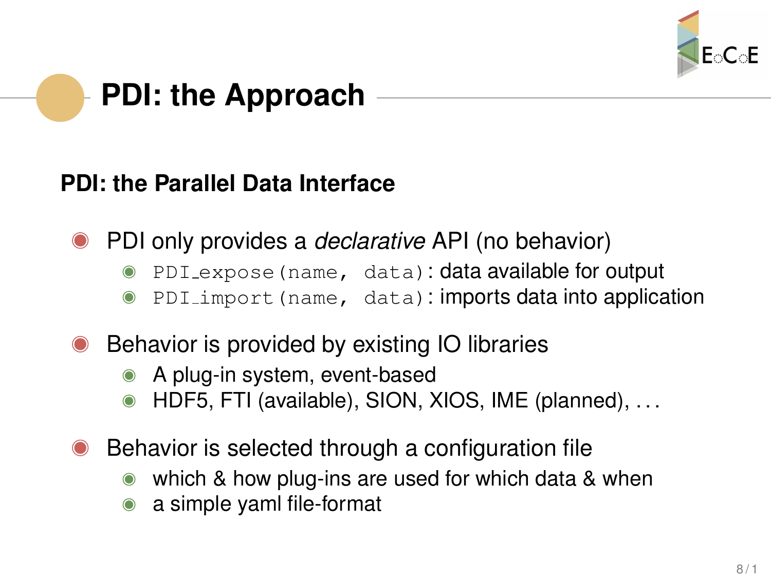# PDI: the Approach

**PDI: the Parallel Data Interface**

- PDI only provides a *declarative* API (no behavior)
  - `PDI_expose(name, data)`: data available for output
  - `PDI_import(name, data)`: imports data into application
- Behavior is provided by existing IO libraries
  - A plug-in system, event-based
  - HDF5, FTI (available), SION, XIOS, IME (planned), ...
- Behavior is selected through a configuration file
  - which & how plug-ins are used for which data & when
  - a simple yaml file-format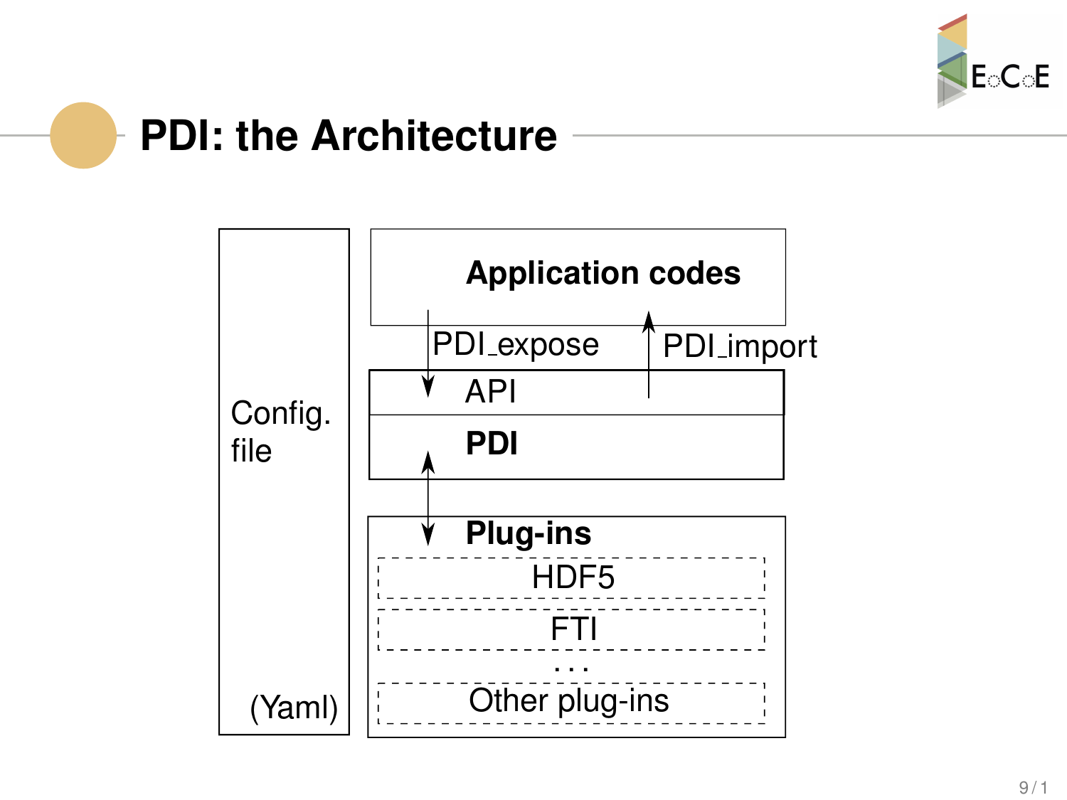# PDI: the Architecture

Config. file

(Yaml)

**Application codes**

PDI_expose

PDI_import

API

**PDI**

**Plug-ins**

HDF5

FTI

...

Other plug-ins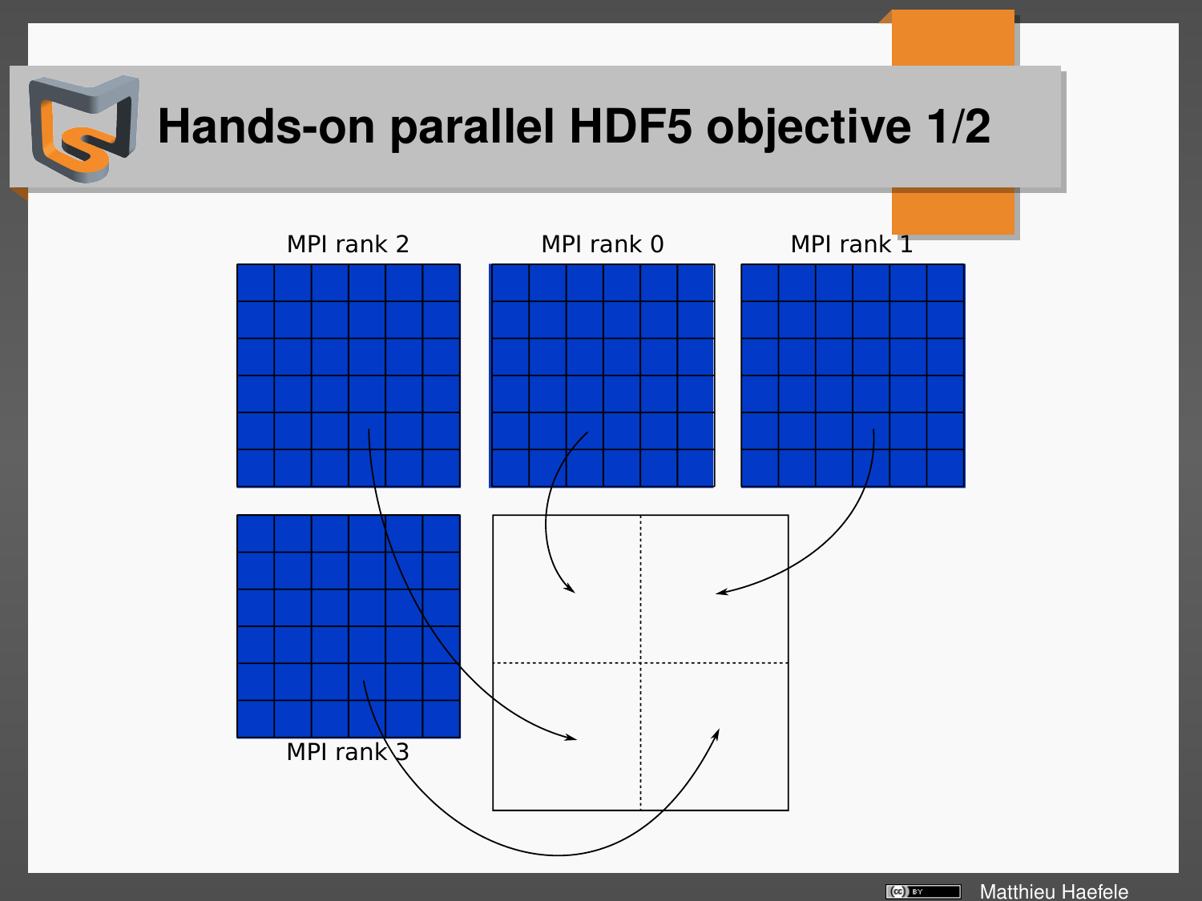# Hands-on parallel HDF5 objective 1/2

MPI rank 2

MPI rank 0

MPI rank 1

MPI rank 3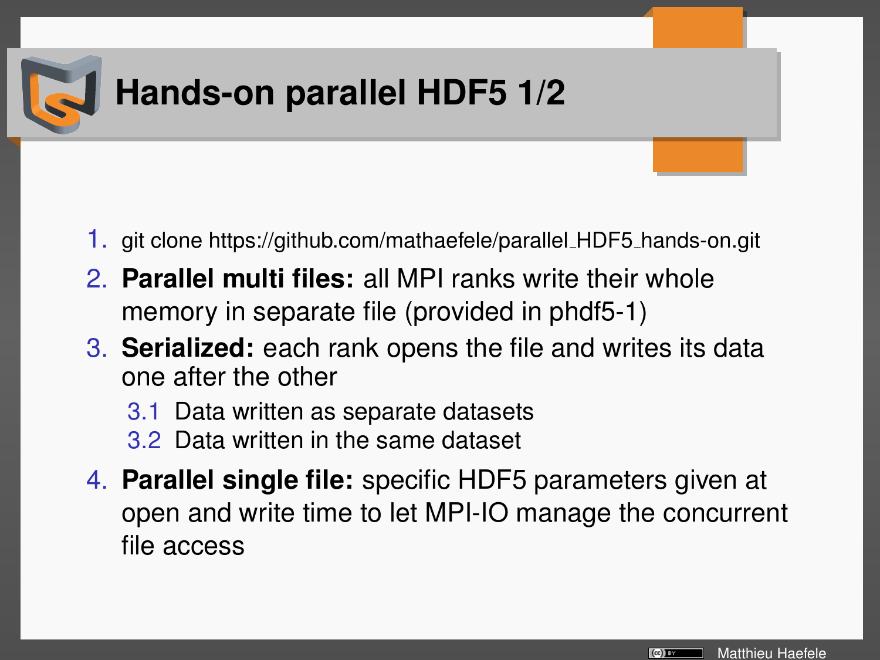# Hands-on parallel HDF5 1/2

1. git clone https://github.com/mathaefele/parallel_HDF5_hands-on.git
2. **Parallel multi files:** all MPI ranks write their whole memory in separate file (provided in phdf5-1)
3. **Serialized:** each rank opens the file and writes its data one after the other
   - 3.1 Data written as separate datasets
   - 3.2 Data written in the same dataset
4. **Parallel single file:** specific HDF5 parameters given at open and write time to let MPI-IO manage the concurrent file access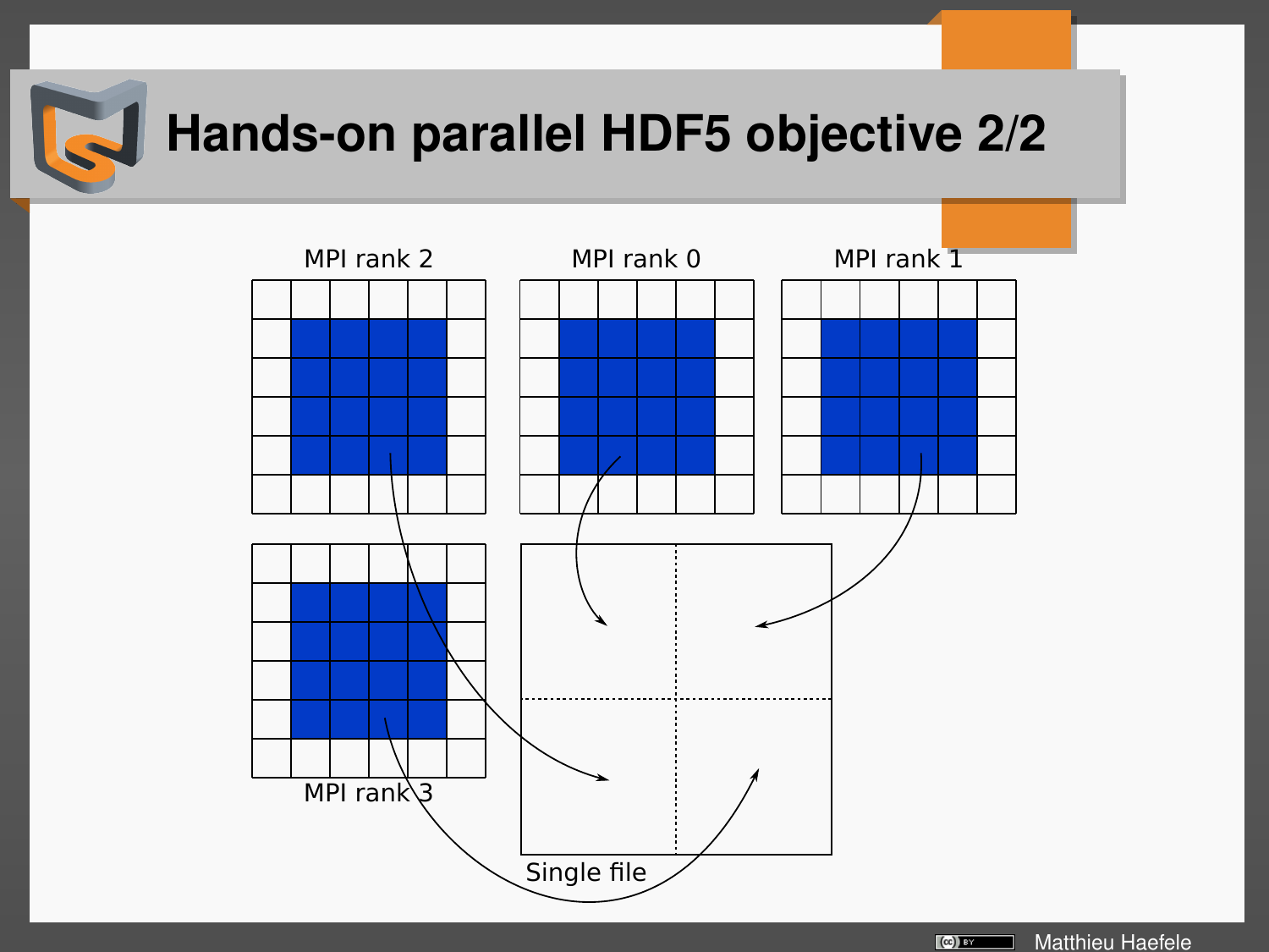# Hands-on parallel HDF5 objective 2/2

MPI rank 2

MPI rank 0

MPI rank 1

MPI rank 3

Single file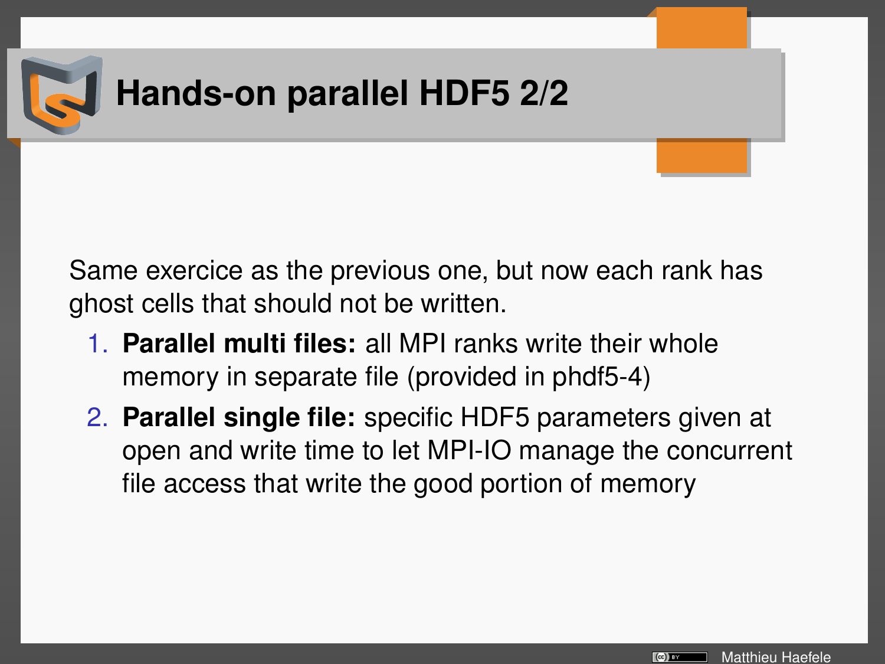# Hands-on parallel HDF5 2/2

Same exercice as the previous one, but now each rank has ghost cells that should not be written.

1. **Parallel multi files:** all MPI ranks write their whole memory in separate file (provided in phdf5-4)
2. **Parallel single file:** specific HDF5 parameters given at open and write time to let MPI-IO manage the concurrent file access that write the good portion of memory